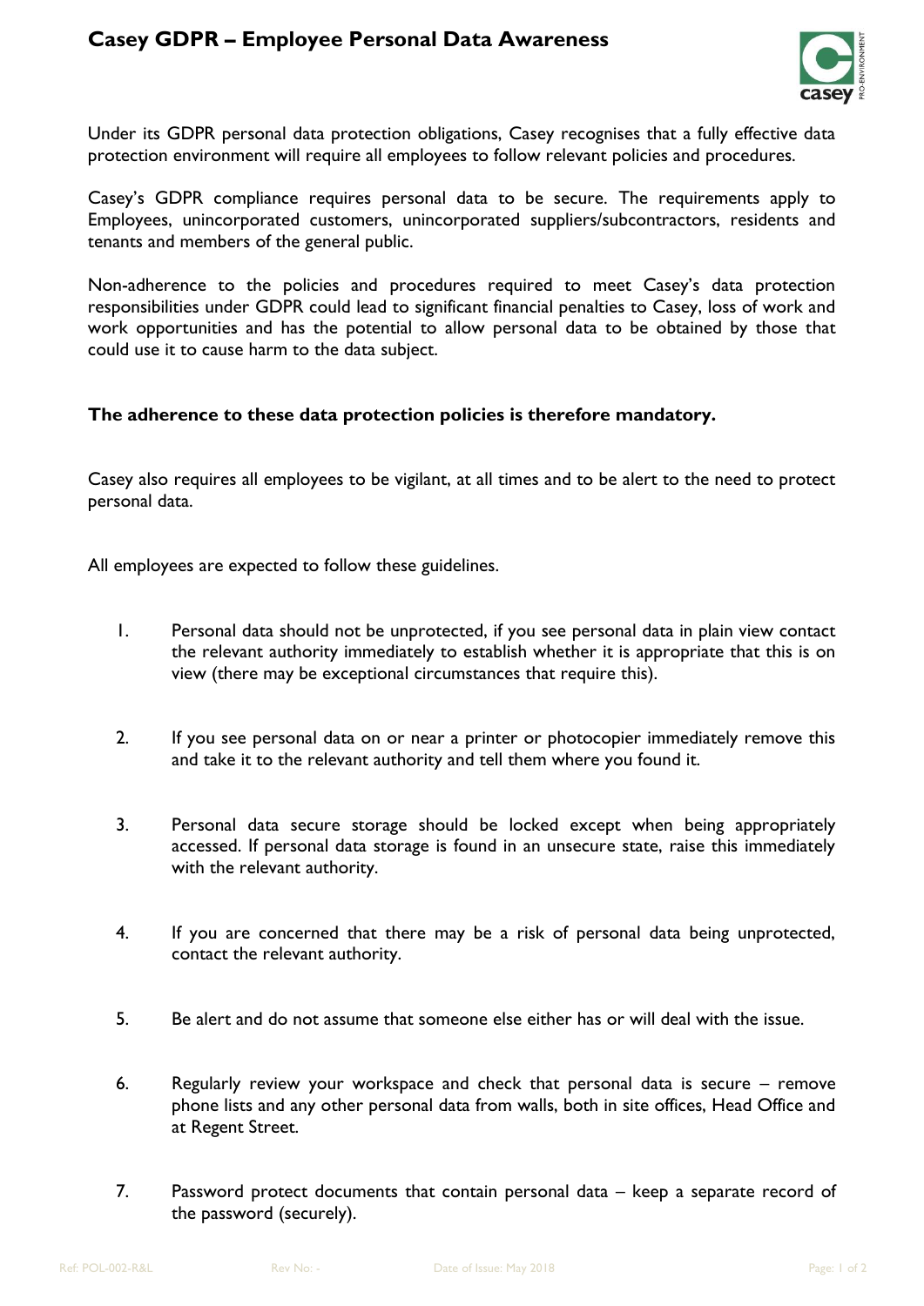# Casey GDPR – Employee Personal Data Awareness

Under its GDPR personal data protection obligations, Casey recognises that a fully effective data protection environment will require all employees to follow relevant policies and procedures.

Casey's GDPR compliance requires personal data to be secure. The requirements apply to Employees, unincorporated customers, unincorporated suppliers/subcontractors, residents and tenants and members of the general public.

Non-adherence to the policies and procedures required to meet Casey's data protection responsibilities under GDPR could lead to significant financial penalties to Casey, loss of work and work opportunities and has the potential to allow personal data to be obtained by those that could use it to cause harm to the data subject.

**The adherence to these data protection policies is therefore mandatory.**

Casey also requires all employees to be vigilant, at all times and to be alert to the need to protect personal data.

All employees are expected to follow these guidelines.

1. Personal data should not be unprotected, if you see personal data in plain view contact the relevant authority immediately to establish whether it is appropriate that this is on view (there may be exceptional circumstances that require this).

2. If you see personal data on or near a printer or photocopier immediately remove this and take it to the relevant authority and tell them where you found it.

3. Personal data secure storage should be locked except when being appropriately accessed. If personal data storage is found in an unsecure state, raise this immediately with the relevant authority.

4. If you are concerned that there may be a risk of personal data being unprotected, contact the relevant authority.

5. Be alert and do not assume that someone else either has or will deal with the issue.

6. Regularly review your workspace and check that personal data is secure – remove phone lists and any other personal data from walls, both in site offices, Head Office and at Regent Street.

7. Password protect documents that contain personal data – keep a separate record of the password (securely).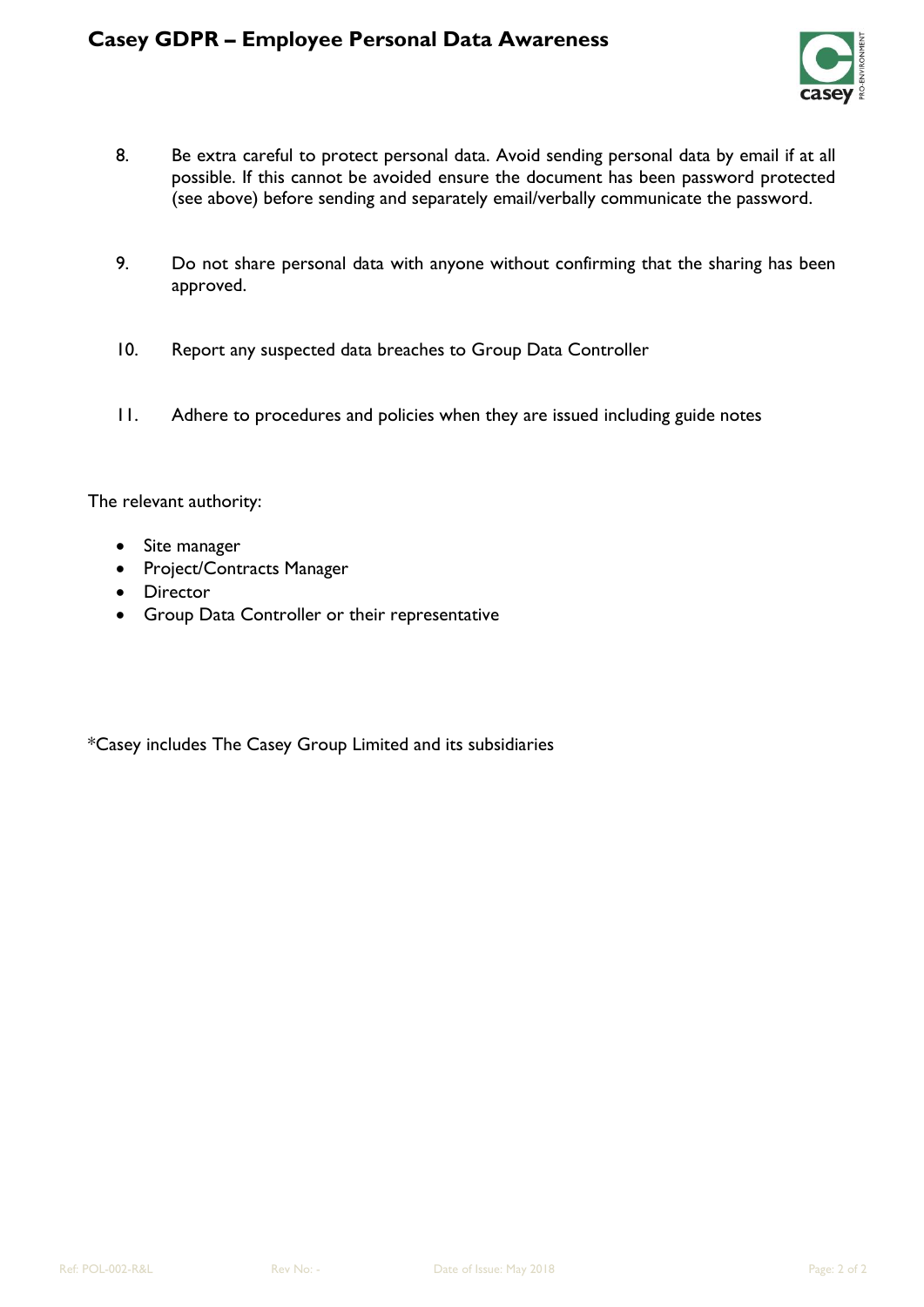8. Be extra careful to protect personal data. Avoid sending personal data by email if at all possible. If this cannot be avoided ensure the document has been password protected (see above) before sending and separately email/verbally communicate the password.

9. Do not share personal data with anyone without confirming that the sharing has been approved.

10. Report any suspected data breaches to Group Data Controller

11. Adhere to procedures and policies when they are issued including guide notes

The relevant authority:

- Site manager
- Project/Contracts Manager
- Director
- Group Data Controller or their representative

*Casey includes The Casey Group Limited and its subsidiaries